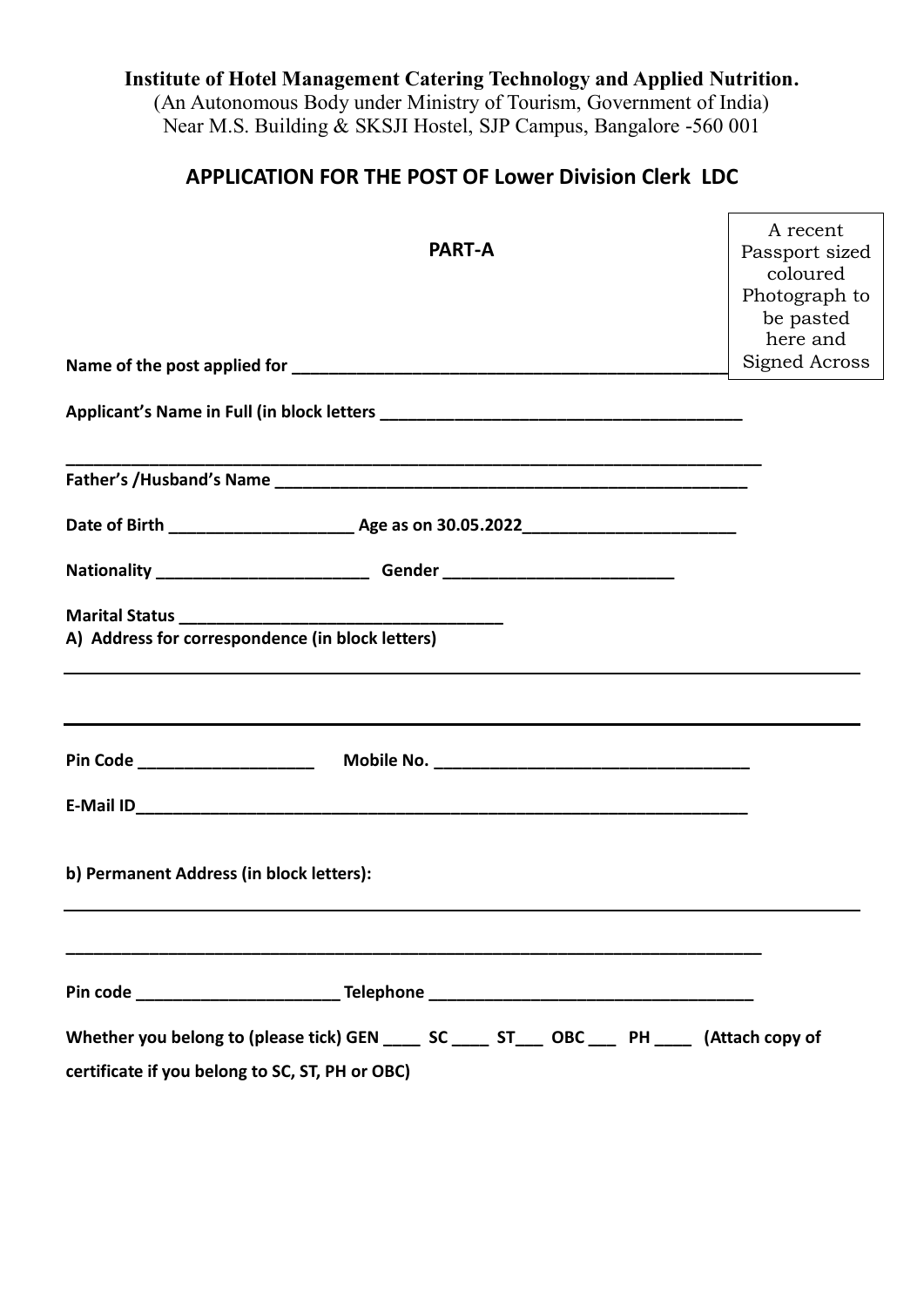**Institute of Hotel Management Catering Technology and Applied Nutrition.**
(An Autonomous Body under Ministry of Tourism, Government of India)
Near M.S. Building & SKSJI Hostel, SJP Campus, Bangalore -560 001

## APPLICATION FOR THE POST OF Lower Division Clerk LDC

### PART-A

A recent Passport sized coloured Photograph to be pasted here and Signed Across

**Name of the post applied for** ______________________________________________

**Applicant's Name in Full (in block letters** ______________________________________

______________________________________________________________________________

**Father's /Husband's Name** ______________________________________________

**Date of Birth** ____________________ **Age as on 30.05.2022**_______________________

**Nationality** _______________________ **Gender** ________________________

**Marital Status** ___________________________________

**A) Address for correspondence (in block letters)**

______________________________________________________________________________

______________________________________________________________________________

**Pin Code** ___________________ **Mobile No.** ___________________________________

**E-Mail ID**____________________________________________________________________

**b) Permanent Address (in block letters):**

______________________________________________________________________________

______________________________________________________________________________

**Pin code** _____________________ **Telephone** ___________________________________

**Whether you belong to (please tick) GEN ____ SC ____ ST___ OBC ___ PH ____ (Attach copy of certificate if you belong to SC, ST, PH or OBC)**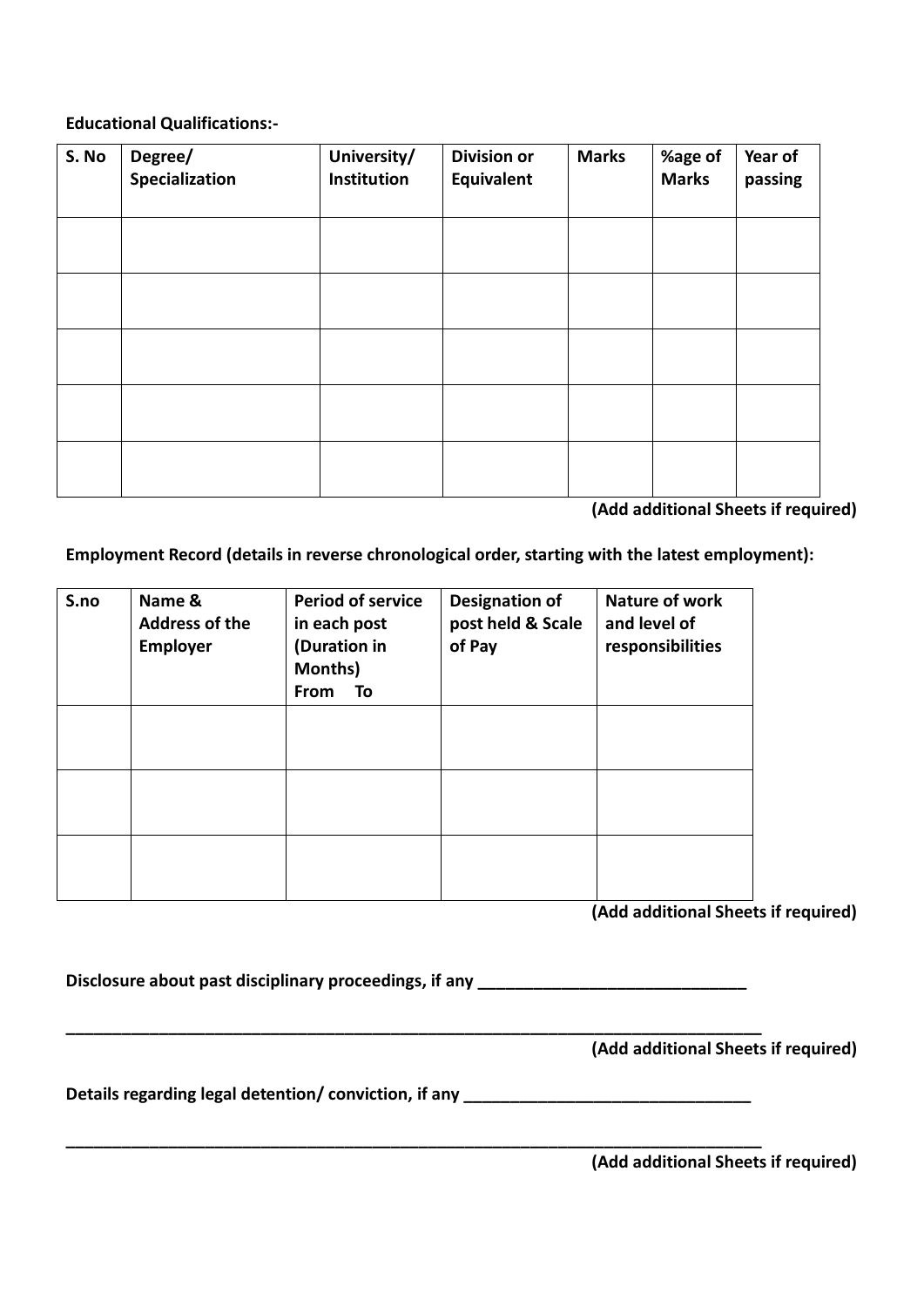**Educational Qualifications:-**

| S. No | Degree/ Specialization | University/ Institution | Division or Equivalent | Marks | %age of Marks | Year of passing |
|---|---|---|---|---|---|---|
| | | | | | | |
| | | | | | | |
| | | | | | | |
| | | | | | | |
| | | | | | | |

**(Add additional Sheets if required)**

**Employment Record (details in reverse chronological order, starting with the latest employment):**

| S.no | Name & Address of the Employer | Period of service in each post (Duration in Months) From To | Designation of post held & Scale of Pay | Nature of work and level of responsibilities |
|---|---|---|---|---|
| | | | | |
| | | | | |
| | | | | |

**(Add additional Sheets if required)**

**Disclosure about past disciplinary proceedings, if any ______________________________**

**________________________________________________________________________________**

**(Add additional Sheets if required)**

**Details regarding legal detention/ conviction, if any ________________________________**

**________________________________________________________________________________**

**(Add additional Sheets if required)**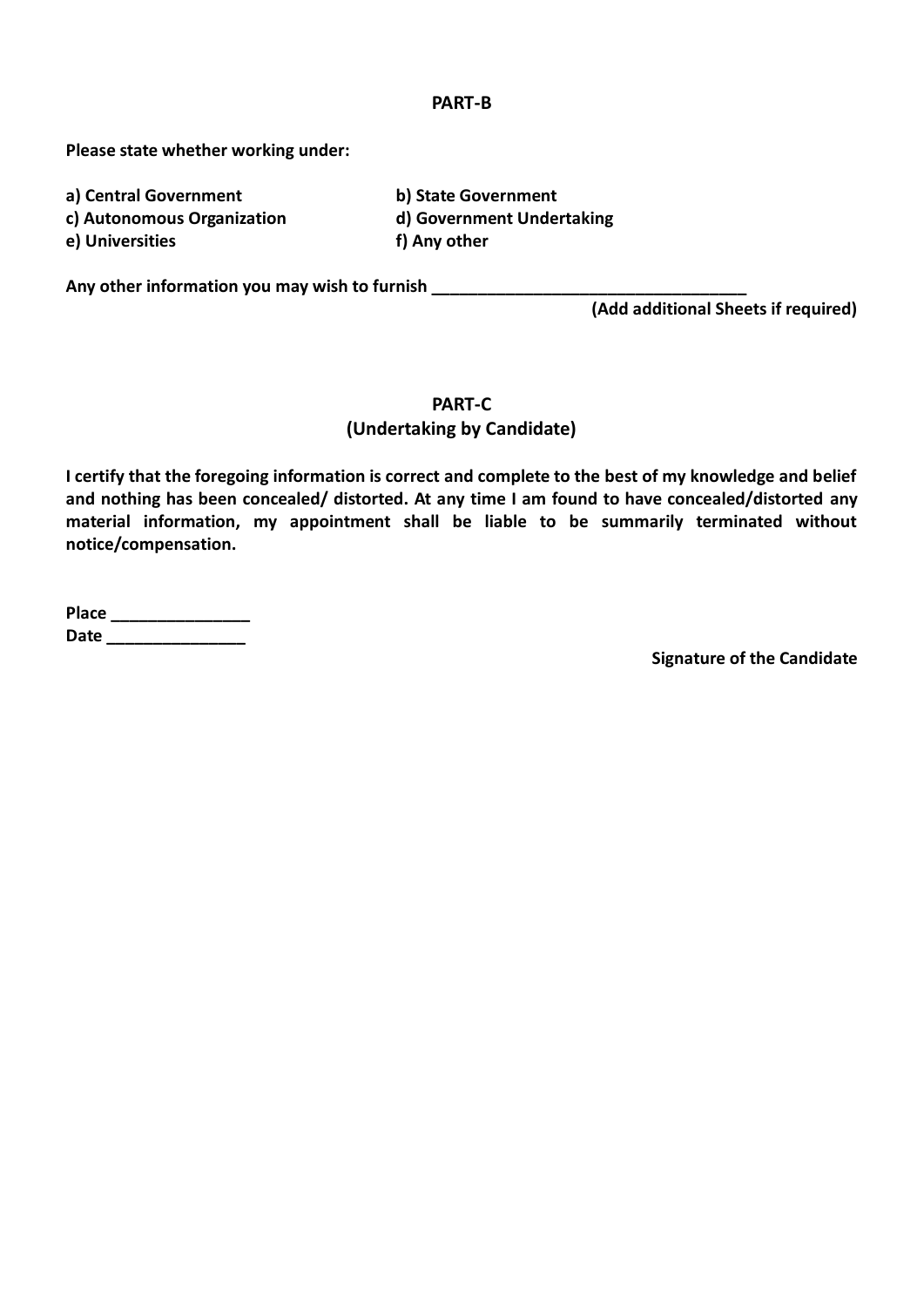## PART-B

**Please state whether working under:**

| | |
|---|---|
| **a) Central Government** | **b) State Government** |
| **c) Autonomous Organization** | **d) Government Undertaking** |
| **e) Universities** | **f) Any other** |

**Any other information you may wish to furnish _________________________________**

**(Add additional Sheets if required)**

## PART-C
### (Undertaking by Candidate)

**I certify that the foregoing information is correct and complete to the best of my knowledge and belief and nothing has been concealed/ distorted. At any time I am found to have concealed/distorted any material information, my appointment shall be liable to be summarily terminated without notice/compensation.**

**Place _______________**

**Date _______________**

**Signature of the Candidate**